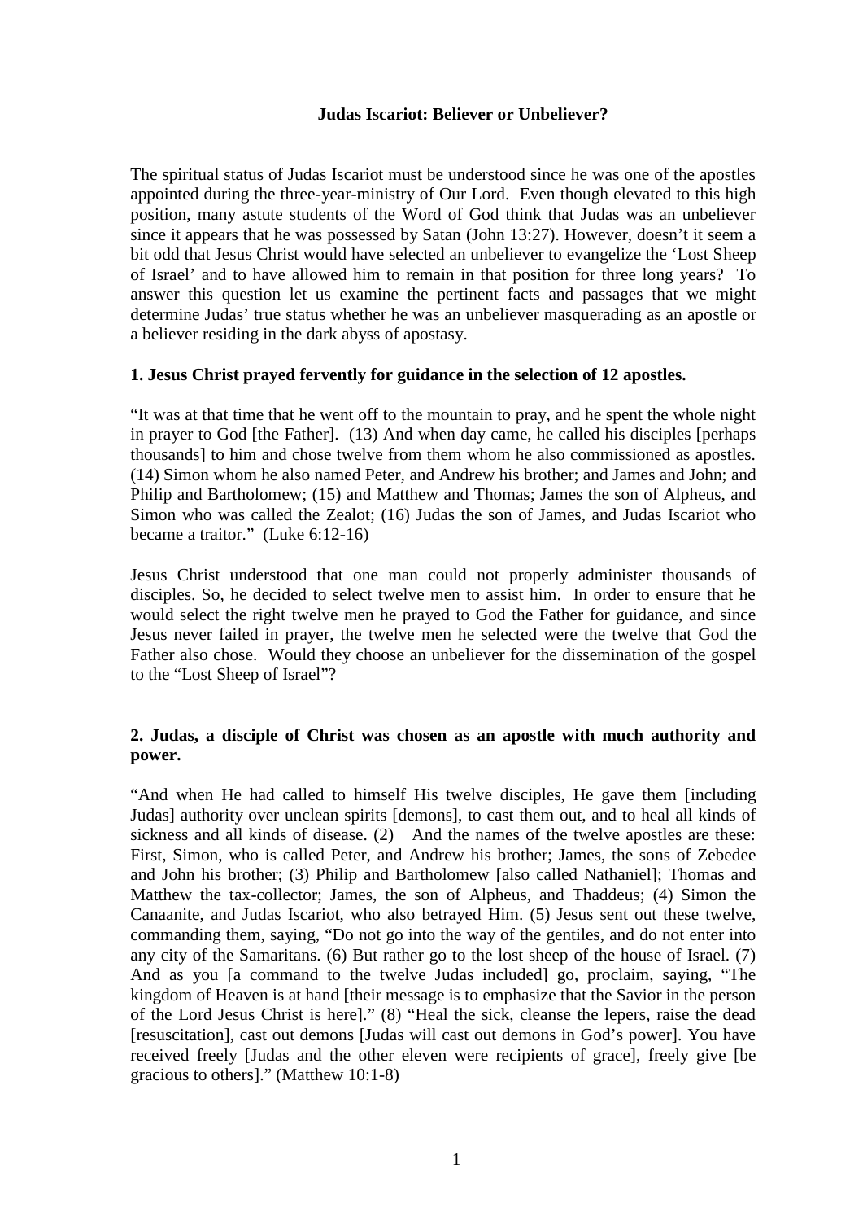# Judas Iscariot: Believer or Unbeliever?

The spiritual status of Judas Iscariot must be understood since he was one of the apostles appointed during the three-year-ministry of Our Lord. Even though elevated to this high position, many astute students of the Word of God think that Judas was an unbeliever since it appears that he was possessed by Satan (John 13:27). However, doesn't it seem a bit odd that Jesus Christ would have selected an unbeliever to evangelize the 'Lost Sheep of Israel' and to have allowed him to remain in that position for three long years? To answer this question let us examine the pertinent facts and passages that we might determine Judas' true status whether he was an unbeliever masquerading as an apostle or a believer residing in the dark abyss of apostasy.

**1. Jesus Christ prayed fervently for guidance in the selection of 12 apostles.**

"It was at that time that he went off to the mountain to pray, and he spent the whole night in prayer to God [the Father]. (13) And when day came, he called his disciples [perhaps thousands] to him and chose twelve from them whom he also commissioned as apostles. (14) Simon whom he also named Peter, and Andrew his brother; and James and John; and Philip and Bartholomew; (15) and Matthew and Thomas; James the son of Alpheus, and Simon who was called the Zealot; (16) Judas the son of James, and Judas Iscariot who became a traitor." (Luke 6:12-16)

Jesus Christ understood that one man could not properly administer thousands of disciples. So, he decided to select twelve men to assist him. In order to ensure that he would select the right twelve men he prayed to God the Father for guidance, and since Jesus never failed in prayer, the twelve men he selected were the twelve that God the Father also chose. Would they choose an unbeliever for the dissemination of the gospel to the "Lost Sheep of Israel"?

**2. Judas, a disciple of Christ was chosen as an apostle with much authority and power.**

"And when He had called to himself His twelve disciples, He gave them [including Judas] authority over unclean spirits [demons], to cast them out, and to heal all kinds of sickness and all kinds of disease. (2) And the names of the twelve apostles are these: First, Simon, who is called Peter, and Andrew his brother; James, the sons of Zebedee and John his brother; (3) Philip and Bartholomew [also called Nathaniel]; Thomas and Matthew the tax-collector; James, the son of Alpheus, and Thaddeus; (4) Simon the Canaanite, and Judas Iscariot, who also betrayed Him. (5) Jesus sent out these twelve, commanding them, saying, "Do not go into the way of the gentiles, and do not enter into any city of the Samaritans. (6) But rather go to the lost sheep of the house of Israel. (7) And as you [a command to the twelve Judas included] go, proclaim, saying, "The kingdom of Heaven is at hand [their message is to emphasize that the Savior in the person of the Lord Jesus Christ is here]." (8) "Heal the sick, cleanse the lepers, raise the dead [resuscitation], cast out demons [Judas will cast out demons in God's power]. You have received freely [Judas and the other eleven were recipients of grace], freely give [be gracious to others]." (Matthew 10:1-8)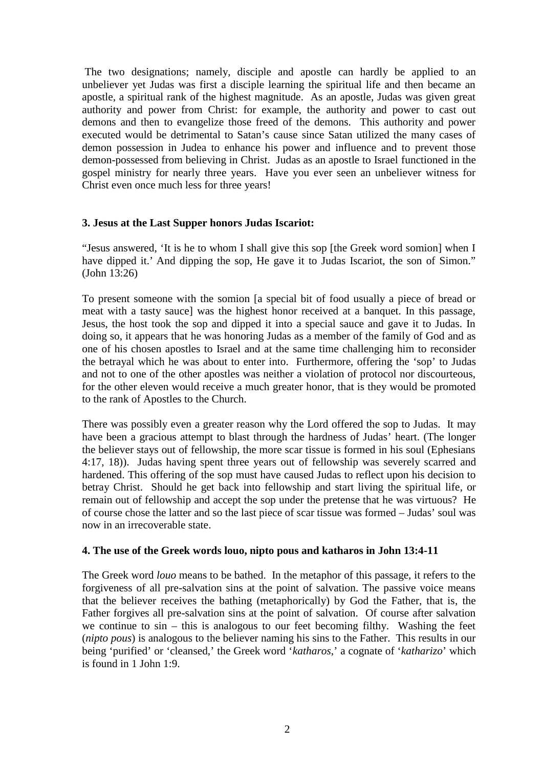The two designations; namely, disciple and apostle can hardly be applied to an unbeliever yet Judas was first a disciple learning the spiritual life and then became an apostle, a spiritual rank of the highest magnitude. As an apostle, Judas was given great authority and power from Christ: for example, the authority and power to cast out demons and then to evangelize those freed of the demons. This authority and power executed would be detrimental to Satan's cause since Satan utilized the many cases of demon possession in Judea to enhance his power and influence and to prevent those demon-possessed from believing in Christ. Judas as an apostle to Israel functioned in the gospel ministry for nearly three years. Have you ever seen an unbeliever witness for Christ even once much less for three years!

### 3. Jesus at the Last Supper honors Judas Iscariot:

"Jesus answered, 'It is he to whom I shall give this sop [the Greek word somion] when I have dipped it.' And dipping the sop, He gave it to Judas Iscariot, the son of Simon." (John 13:26)

To present someone with the somion [a special bit of food usually a piece of bread or meat with a tasty sauce] was the highest honor received at a banquet. In this passage, Jesus, the host took the sop and dipped it into a special sauce and gave it to Judas. In doing so, it appears that he was honoring Judas as a member of the family of God and as one of his chosen apostles to Israel and at the same time challenging him to reconsider the betrayal which he was about to enter into. Furthermore, offering the 'sop' to Judas and not to one of the other apostles was neither a violation of protocol nor discourteous, for the other eleven would receive a much greater honor, that is they would be promoted to the rank of Apostles to the Church.

There was possibly even a greater reason why the Lord offered the sop to Judas. It may have been a gracious attempt to blast through the hardness of Judas' heart. (The longer the believer stays out of fellowship, the more scar tissue is formed in his soul (Ephesians 4:17, 18)). Judas having spent three years out of fellowship was severely scarred and hardened. This offering of the sop must have caused Judas to reflect upon his decision to betray Christ. Should he get back into fellowship and start living the spiritual life, or remain out of fellowship and accept the sop under the pretense that he was virtuous? He of course chose the latter and so the last piece of scar tissue was formed – Judas' soul was now in an irrecoverable state.

### 4. The use of the Greek words louo, nipto pous and katharos in John 13:4-11

The Greek word *louo* means to be bathed. In the metaphor of this passage, it refers to the forgiveness of all pre-salvation sins at the point of salvation. The passive voice means that the believer receives the bathing (metaphorically) by God the Father, that is, the Father forgives all pre-salvation sins at the point of salvation. Of course after salvation we continue to sin – this is analogous to our feet becoming filthy. Washing the feet (*nipto pous*) is analogous to the believer naming his sins to the Father. This results in our being 'purified' or 'cleansed,' the Greek word '*katharos*,' a cognate of '*katharizo*' which is found in 1 John 1:9.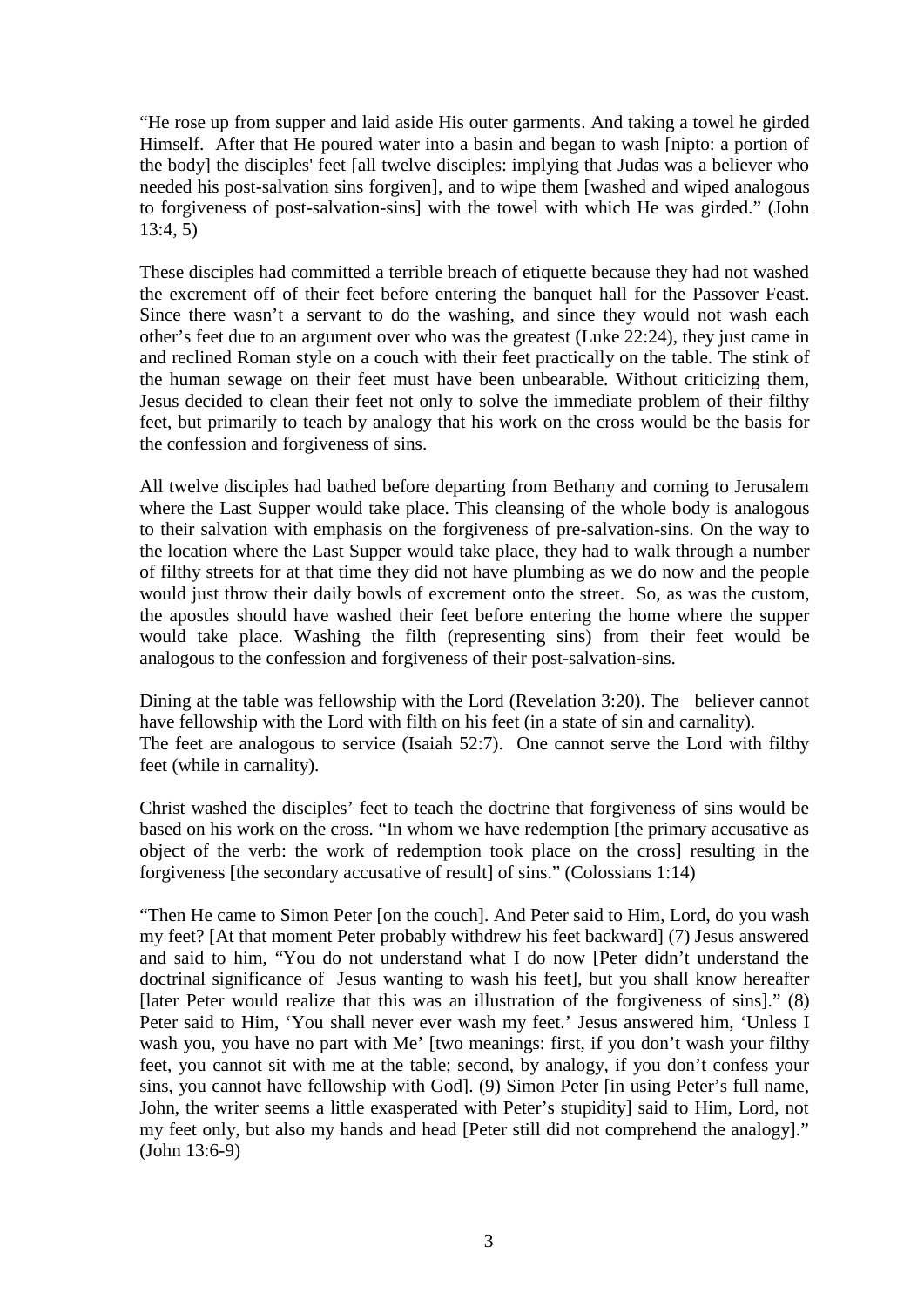"He rose up from supper and laid aside His outer garments. And taking a towel he girded Himself. After that He poured water into a basin and began to wash [nipto: a portion of the body] the disciples' feet [all twelve disciples: implying that Judas was a believer who needed his post-salvation sins forgiven], and to wipe them [washed and wiped analogous to forgiveness of post-salvation-sins] with the towel with which He was girded." (John 13:4, 5)

These disciples had committed a terrible breach of etiquette because they had not washed the excrement off of their feet before entering the banquet hall for the Passover Feast. Since there wasn't a servant to do the washing, and since they would not wash each other's feet due to an argument over who was the greatest (Luke 22:24), they just came in and reclined Roman style on a couch with their feet practically on the table. The stink of the human sewage on their feet must have been unbearable. Without criticizing them, Jesus decided to clean their feet not only to solve the immediate problem of their filthy feet, but primarily to teach by analogy that his work on the cross would be the basis for the confession and forgiveness of sins.

All twelve disciples had bathed before departing from Bethany and coming to Jerusalem where the Last Supper would take place. This cleansing of the whole body is analogous to their salvation with emphasis on the forgiveness of pre-salvation-sins. On the way to the location where the Last Supper would take place, they had to walk through a number of filthy streets for at that time they did not have plumbing as we do now and the people would just throw their daily bowls of excrement onto the street. So, as was the custom, the apostles should have washed their feet before entering the home where the supper would take place. Washing the filth (representing sins) from their feet would be analogous to the confession and forgiveness of their post-salvation-sins.

Dining at the table was fellowship with the Lord (Revelation 3:20). The believer cannot have fellowship with the Lord with filth on his feet (in a state of sin and carnality).
The feet are analogous to service (Isaiah 52:7). One cannot serve the Lord with filthy feet (while in carnality).

Christ washed the disciples' feet to teach the doctrine that forgiveness of sins would be based on his work on the cross. "In whom we have redemption [the primary accusative as object of the verb: the work of redemption took place on the cross] resulting in the forgiveness [the secondary accusative of result] of sins." (Colossians 1:14)

"Then He came to Simon Peter [on the couch]. And Peter said to Him, Lord, do you wash my feet? [At that moment Peter probably withdrew his feet backward] (7) Jesus answered and said to him, "You do not understand what I do now [Peter didn't understand the doctrinal significance of Jesus wanting to wash his feet], but you shall know hereafter [later Peter would realize that this was an illustration of the forgiveness of sins]." (8) Peter said to Him, 'You shall never ever wash my feet.' Jesus answered him, 'Unless I wash you, you have no part with Me' [two meanings: first, if you don't wash your filthy feet, you cannot sit with me at the table; second, by analogy, if you don't confess your sins, you cannot have fellowship with God]. (9) Simon Peter [in using Peter's full name, John, the writer seems a little exasperated with Peter's stupidity] said to Him, Lord, not my feet only, but also my hands and head [Peter still did not comprehend the analogy]." (John 13:6-9)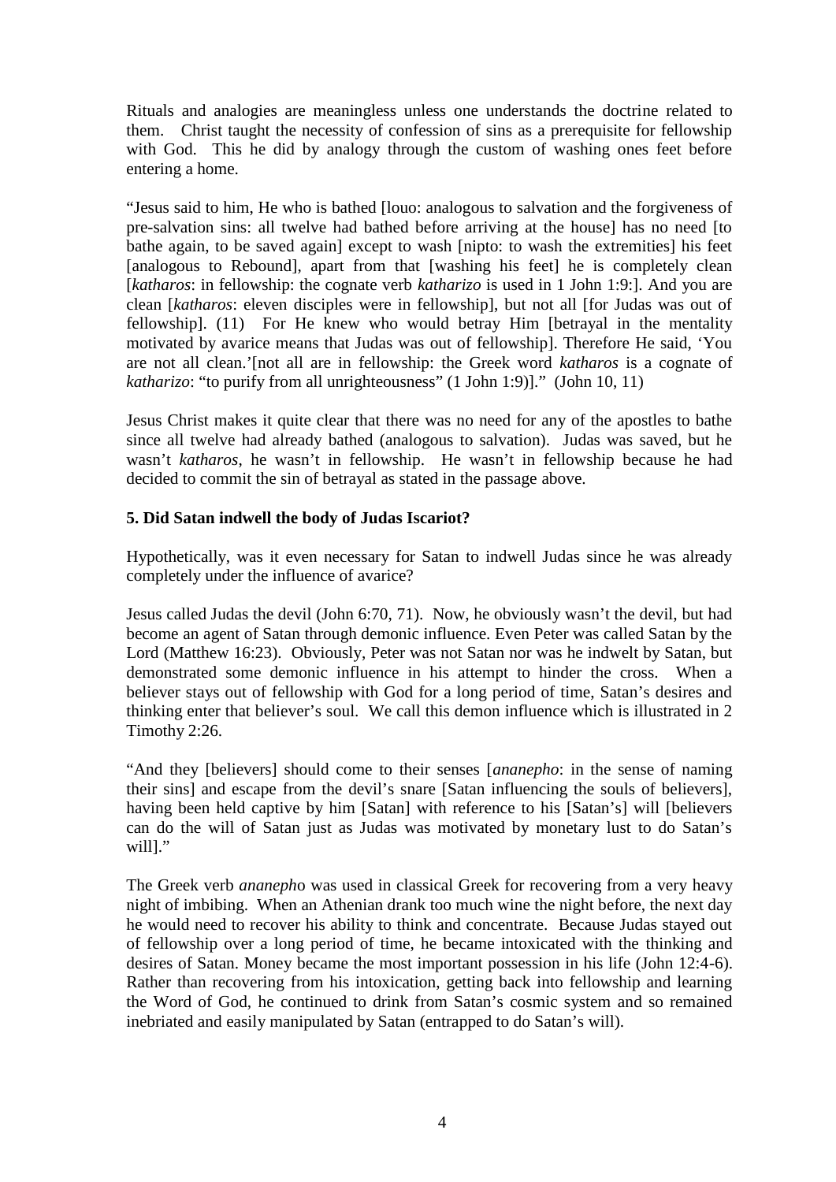Rituals and analogies are meaningless unless one understands the doctrine related to them. Christ taught the necessity of confession of sins as a prerequisite for fellowship with God. This he did by analogy through the custom of washing ones feet before entering a home.

"Jesus said to him, He who is bathed [louo: analogous to salvation and the forgiveness of pre-salvation sins: all twelve had bathed before arriving at the house] has no need [to bathe again, to be saved again] except to wash [nipto: to wash the extremities] his feet [analogous to Rebound], apart from that [washing his feet] he is completely clean [*katharos*: in fellowship: the cognate verb *katharizo* is used in 1 John 1:9:]. And you are clean [*katharos*: eleven disciples were in fellowship], but not all [for Judas was out of fellowship]. (11) For He knew who would betray Him [betrayal in the mentality motivated by avarice means that Judas was out of fellowship]. Therefore He said, 'You are not all clean.'[not all are in fellowship: the Greek word *katharos* is a cognate of *katharizo*: "to purify from all unrighteousness" (1 John 1:9)]." (John 10, 11)

Jesus Christ makes it quite clear that there was no need for any of the apostles to bathe since all twelve had already bathed (analogous to salvation). Judas was saved, but he wasn't *katharos*, he wasn't in fellowship. He wasn't in fellowship because he had decided to commit the sin of betrayal as stated in the passage above.

**5. Did Satan indwell the body of Judas Iscariot?**

Hypothetically, was it even necessary for Satan to indwell Judas since he was already completely under the influence of avarice?

Jesus called Judas the devil (John 6:70, 71). Now, he obviously wasn't the devil, but had become an agent of Satan through demonic influence. Even Peter was called Satan by the Lord (Matthew 16:23). Obviously, Peter was not Satan nor was he indwelt by Satan, but demonstrated some demonic influence in his attempt to hinder the cross. When a believer stays out of fellowship with God for a long period of time, Satan's desires and thinking enter that believer's soul. We call this demon influence which is illustrated in 2 Timothy 2:26.

"And they [believers] should come to their senses [*ananepho*: in the sense of naming their sins] and escape from the devil's snare [Satan influencing the souls of believers], having been held captive by him [Satan] with reference to his [Satan's] will [believers can do the will of Satan just as Judas was motivated by monetary lust to do Satan's will]."

The Greek verb *ananepho* was used in classical Greek for recovering from a very heavy night of imbibing. When an Athenian drank too much wine the night before, the next day he would need to recover his ability to think and concentrate. Because Judas stayed out of fellowship over a long period of time, he became intoxicated with the thinking and desires of Satan. Money became the most important possession in his life (John 12:4-6). Rather than recovering from his intoxication, getting back into fellowship and learning the Word of God, he continued to drink from Satan's cosmic system and so remained inebriated and easily manipulated by Satan (entrapped to do Satan's will).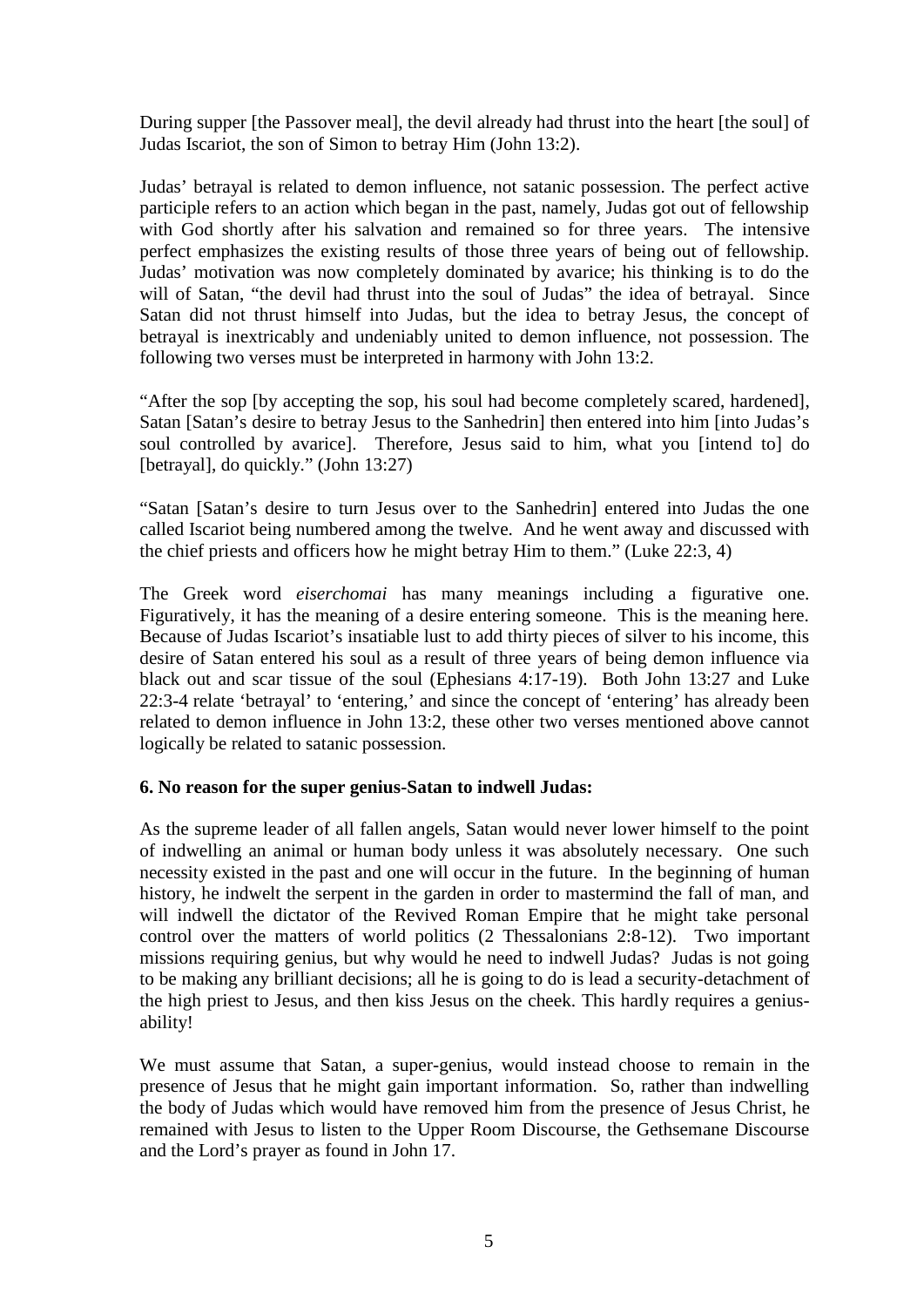During supper [the Passover meal], the devil already had thrust into the heart [the soul] of Judas Iscariot, the son of Simon to betray Him (John 13:2).

Judas' betrayal is related to demon influence, not satanic possession. The perfect active participle refers to an action which began in the past, namely, Judas got out of fellowship with God shortly after his salvation and remained so for three years. The intensive perfect emphasizes the existing results of those three years of being out of fellowship. Judas' motivation was now completely dominated by avarice; his thinking is to do the will of Satan, "the devil had thrust into the soul of Judas" the idea of betrayal. Since Satan did not thrust himself into Judas, but the idea to betray Jesus, the concept of betrayal is inextricably and undeniably united to demon influence, not possession. The following two verses must be interpreted in harmony with John 13:2.

"After the sop [by accepting the sop, his soul had become completely scared, hardened], Satan [Satan's desire to betray Jesus to the Sanhedrin] then entered into him [into Judas's soul controlled by avarice]. Therefore, Jesus said to him, what you [intend to] do [betrayal], do quickly." (John 13:27)

"Satan [Satan's desire to turn Jesus over to the Sanhedrin] entered into Judas the one called Iscariot being numbered among the twelve. And he went away and discussed with the chief priests and officers how he might betray Him to them." (Luke 22:3, 4)

The Greek word *eiserchomai* has many meanings including a figurative one. Figuratively, it has the meaning of a desire entering someone. This is the meaning here. Because of Judas Iscariot's insatiable lust to add thirty pieces of silver to his income, this desire of Satan entered his soul as a result of three years of being demon influence via black out and scar tissue of the soul (Ephesians 4:17-19). Both John 13:27 and Luke 22:3-4 relate 'betrayal' to 'entering,' and since the concept of 'entering' has already been related to demon influence in John 13:2, these other two verses mentioned above cannot logically be related to satanic possession.

**6. No reason for the super genius-Satan to indwell Judas:**

As the supreme leader of all fallen angels, Satan would never lower himself to the point of indwelling an animal or human body unless it was absolutely necessary. One such necessity existed in the past and one will occur in the future. In the beginning of human history, he indwelt the serpent in the garden in order to mastermind the fall of man, and will indwell the dictator of the Revived Roman Empire that he might take personal control over the matters of world politics (2 Thessalonians 2:8-12). Two important missions requiring genius, but why would he need to indwell Judas? Judas is not going to be making any brilliant decisions; all he is going to do is lead a security-detachment of the high priest to Jesus, and then kiss Jesus on the cheek. This hardly requires a genius-ability!

We must assume that Satan, a super-genius, would instead choose to remain in the presence of Jesus that he might gain important information. So, rather than indwelling the body of Judas which would have removed him from the presence of Jesus Christ, he remained with Jesus to listen to the Upper Room Discourse, the Gethsemane Discourse and the Lord's prayer as found in John 17.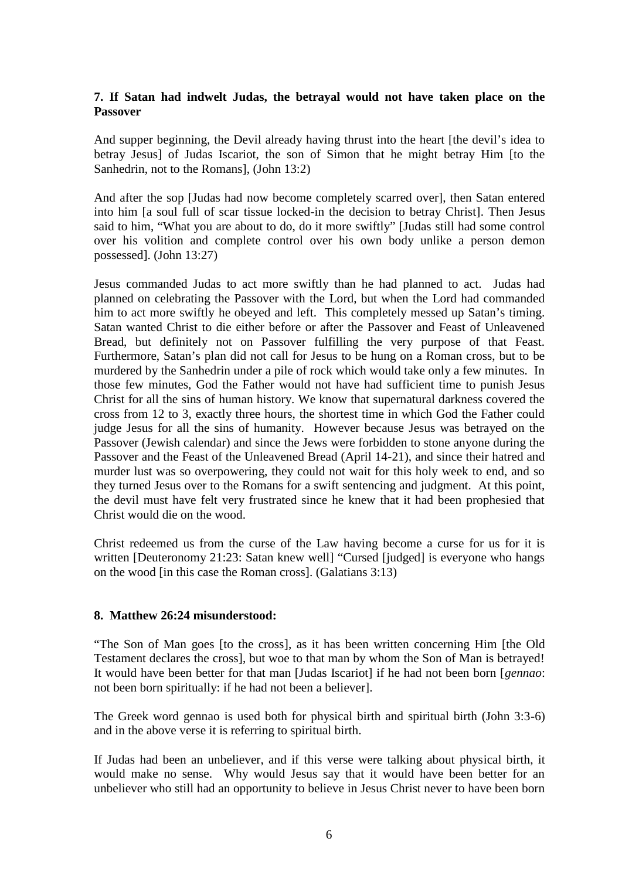**7. If Satan had indwelt Judas, the betrayal would not have taken place on the Passover**

And supper beginning, the Devil already having thrust into the heart [the devil's idea to betray Jesus] of Judas Iscariot, the son of Simon that he might betray Him [to the Sanhedrin, not to the Romans], (John 13:2)

And after the sop [Judas had now become completely scarred over], then Satan entered into him [a soul full of scar tissue locked-in the decision to betray Christ]. Then Jesus said to him, "What you are about to do, do it more swiftly" [Judas still had some control over his volition and complete control over his own body unlike a person demon possessed]. (John 13:27)

Jesus commanded Judas to act more swiftly than he had planned to act. Judas had planned on celebrating the Passover with the Lord, but when the Lord had commanded him to act more swiftly he obeyed and left. This completely messed up Satan's timing. Satan wanted Christ to die either before or after the Passover and Feast of Unleavened Bread, but definitely not on Passover fulfilling the very purpose of that Feast. Furthermore, Satan's plan did not call for Jesus to be hung on a Roman cross, but to be murdered by the Sanhedrin under a pile of rock which would take only a few minutes. In those few minutes, God the Father would not have had sufficient time to punish Jesus Christ for all the sins of human history. We know that supernatural darkness covered the cross from 12 to 3, exactly three hours, the shortest time in which God the Father could judge Jesus for all the sins of humanity. However because Jesus was betrayed on the Passover (Jewish calendar) and since the Jews were forbidden to stone anyone during the Passover and the Feast of the Unleavened Bread (April 14-21), and since their hatred and murder lust was so overpowering, they could not wait for this holy week to end, and so they turned Jesus over to the Romans for a swift sentencing and judgment. At this point, the devil must have felt very frustrated since he knew that it had been prophesied that Christ would die on the wood.

Christ redeemed us from the curse of the Law having become a curse for us for it is written [Deuteronomy 21:23: Satan knew well] "Cursed [judged] is everyone who hangs on the wood [in this case the Roman cross]. (Galatians 3:13)

**8. Matthew 26:24 misunderstood:**

"The Son of Man goes [to the cross], as it has been written concerning Him [the Old Testament declares the cross], but woe to that man by whom the Son of Man is betrayed! It would have been better for that man [Judas Iscariot] if he had not been born [*gennao*: not been born spiritually: if he had not been a believer].

The Greek word gennao is used both for physical birth and spiritual birth (John 3:3-6) and in the above verse it is referring to spiritual birth.

If Judas had been an unbeliever, and if this verse were talking about physical birth, it would make no sense. Why would Jesus say that it would have been better for an unbeliever who still had an opportunity to believe in Jesus Christ never to have been born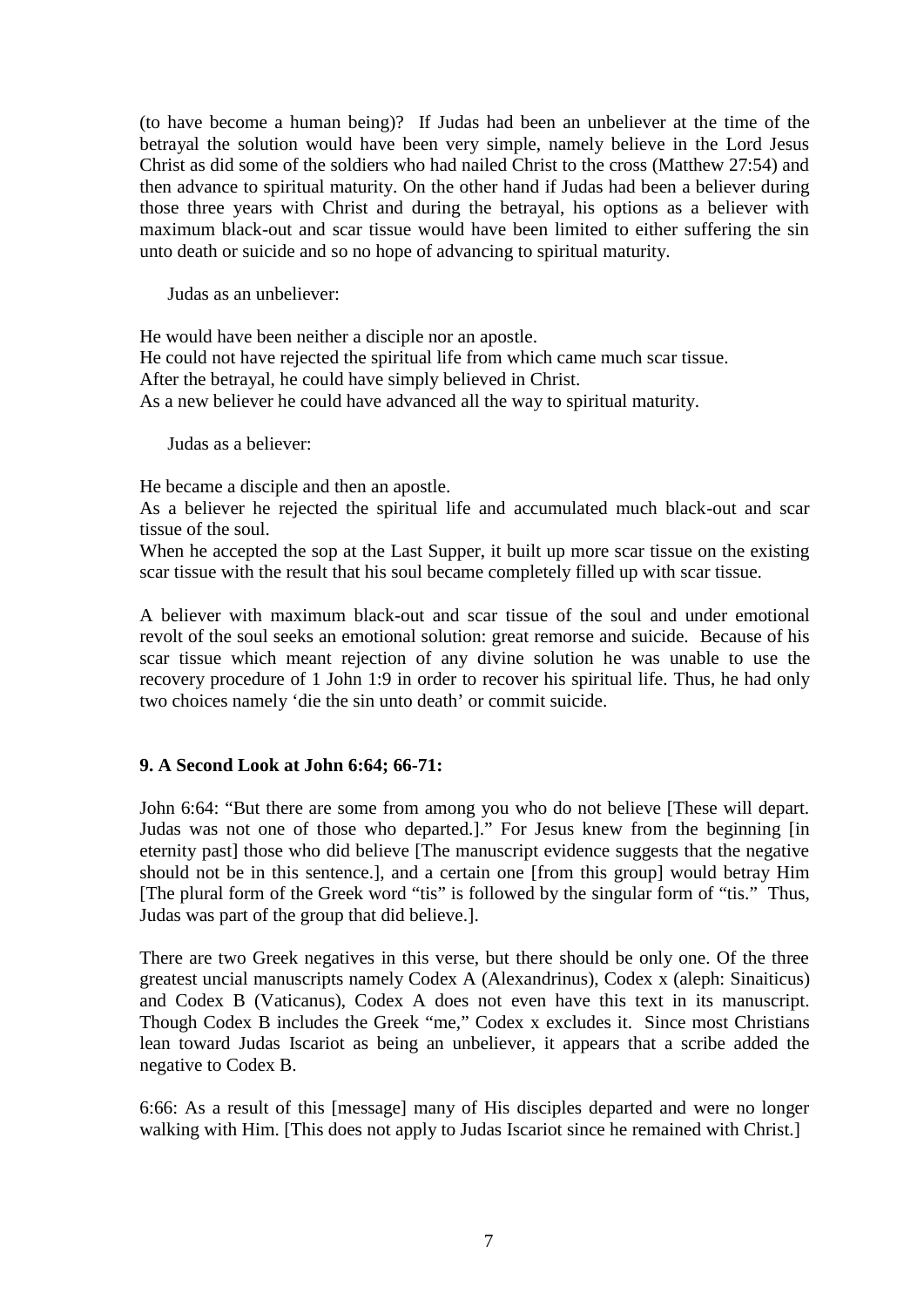(to have become a human being)? If Judas had been an unbeliever at the time of the betrayal the solution would have been very simple, namely believe in the Lord Jesus Christ as did some of the soldiers who had nailed Christ to the cross (Matthew 27:54) and then advance to spiritual maturity. On the other hand if Judas had been a believer during those three years with Christ and during the betrayal, his options as a believer with maximum black-out and scar tissue would have been limited to either suffering the sin unto death or suicide and so no hope of advancing to spiritual maturity.

Judas as an unbeliever:

He would have been neither a disciple nor an apostle.
He could not have rejected the spiritual life from which came much scar tissue.
After the betrayal, he could have simply believed in Christ.
As a new believer he could have advanced all the way to spiritual maturity.

Judas as a believer:

He became a disciple and then an apostle.
As a believer he rejected the spiritual life and accumulated much black-out and scar tissue of the soul.
When he accepted the sop at the Last Supper, it built up more scar tissue on the existing scar tissue with the result that his soul became completely filled up with scar tissue.

A believer with maximum black-out and scar tissue of the soul and under emotional revolt of the soul seeks an emotional solution: great remorse and suicide. Because of his scar tissue which meant rejection of any divine solution he was unable to use the recovery procedure of 1 John 1:9 in order to recover his spiritual life. Thus, he had only two choices namely 'die the sin unto death' or commit suicide.

**9. A Second Look at John 6:64; 66-71:**

John 6:64: "But there are some from among you who do not believe [These will depart. Judas was not one of those who departed.]." For Jesus knew from the beginning [in eternity past] those who did believe [The manuscript evidence suggests that the negative should not be in this sentence.], and a certain one [from this group] would betray Him [The plural form of the Greek word "tis" is followed by the singular form of "tis." Thus, Judas was part of the group that did believe.].

There are two Greek negatives in this verse, but there should be only one. Of the three greatest uncial manuscripts namely Codex A (Alexandrinus), Codex x (aleph: Sinaiticus) and Codex B (Vaticanus), Codex A does not even have this text in its manuscript. Though Codex B includes the Greek "me," Codex x excludes it. Since most Christians lean toward Judas Iscariot as being an unbeliever, it appears that a scribe added the negative to Codex B.

6:66: As a result of this [message] many of His disciples departed and were no longer walking with Him. [This does not apply to Judas Iscariot since he remained with Christ.]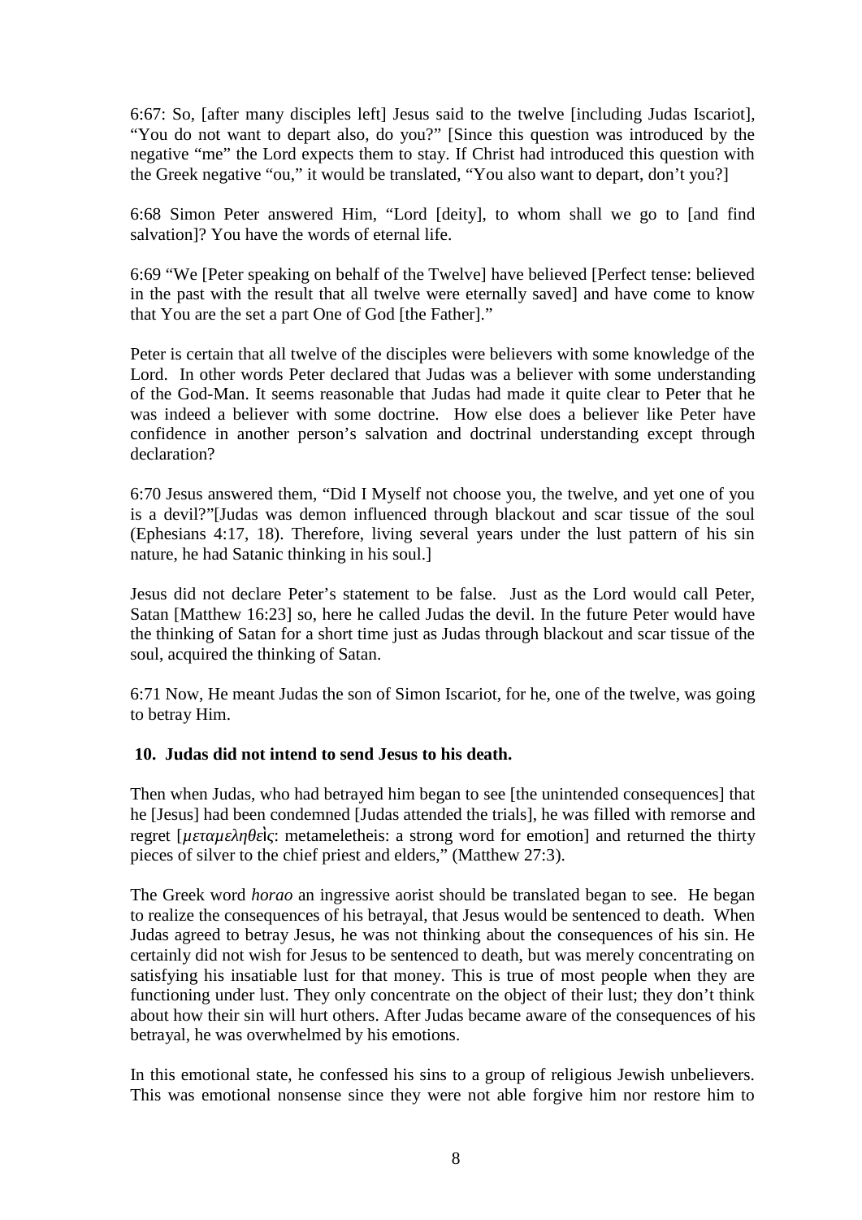6:67: So, [after many disciples left] Jesus said to the twelve [including Judas Iscariot], "You do not want to depart also, do you?" [Since this question was introduced by the negative "me" the Lord expects them to stay. If Christ had introduced this question with the Greek negative "ou," it would be translated, "You also want to depart, don't you?]

6:68 Simon Peter answered Him, "Lord [deity], to whom shall we go to [and find salvation]? You have the words of eternal life.

6:69 "We [Peter speaking on behalf of the Twelve] have believed [Perfect tense: believed in the past with the result that all twelve were eternally saved] and have come to know that You are the set a part One of God [the Father]."

Peter is certain that all twelve of the disciples were believers with some knowledge of the Lord. In other words Peter declared that Judas was a believer with some understanding of the God-Man. It seems reasonable that Judas had made it quite clear to Peter that he was indeed a believer with some doctrine. How else does a believer like Peter have confidence in another person's salvation and doctrinal understanding except through declaration?

6:70 Jesus answered them, "Did I Myself not choose you, the twelve, and yet one of you is a devil?"[Judas was demon influenced through blackout and scar tissue of the soul (Ephesians 4:17, 18). Therefore, living several years under the lust pattern of his sin nature, he had Satanic thinking in his soul.]

Jesus did not declare Peter's statement to be false. Just as the Lord would call Peter, Satan [Matthew 16:23] so, here he called Judas the devil. In the future Peter would have the thinking of Satan for a short time just as Judas through blackout and scar tissue of the soul, acquired the thinking of Satan.

6:71 Now, He meant Judas the son of Simon Iscariot, for he, one of the twelve, was going to betray Him.

**10. Judas did not intend to send Jesus to his death.**

Then when Judas, who had betrayed him began to see [the unintended consequences] that he [Jesus] had been condemned [Judas attended the trials], he was filled with remorse and regret [*μεταμεληθεὶς*: metameletheis: a strong word for emotion] and returned the thirty pieces of silver to the chief priest and elders," (Matthew 27:3).

The Greek word *horao* an ingressive aorist should be translated began to see. He began to realize the consequences of his betrayal, that Jesus would be sentenced to death. When Judas agreed to betray Jesus, he was not thinking about the consequences of his sin. He certainly did not wish for Jesus to be sentenced to death, but was merely concentrating on satisfying his insatiable lust for that money. This is true of most people when they are functioning under lust. They only concentrate on the object of their lust; they don't think about how their sin will hurt others. After Judas became aware of the consequences of his betrayal, he was overwhelmed by his emotions.

In this emotional state, he confessed his sins to a group of religious Jewish unbelievers. This was emotional nonsense since they were not able forgive him nor restore him to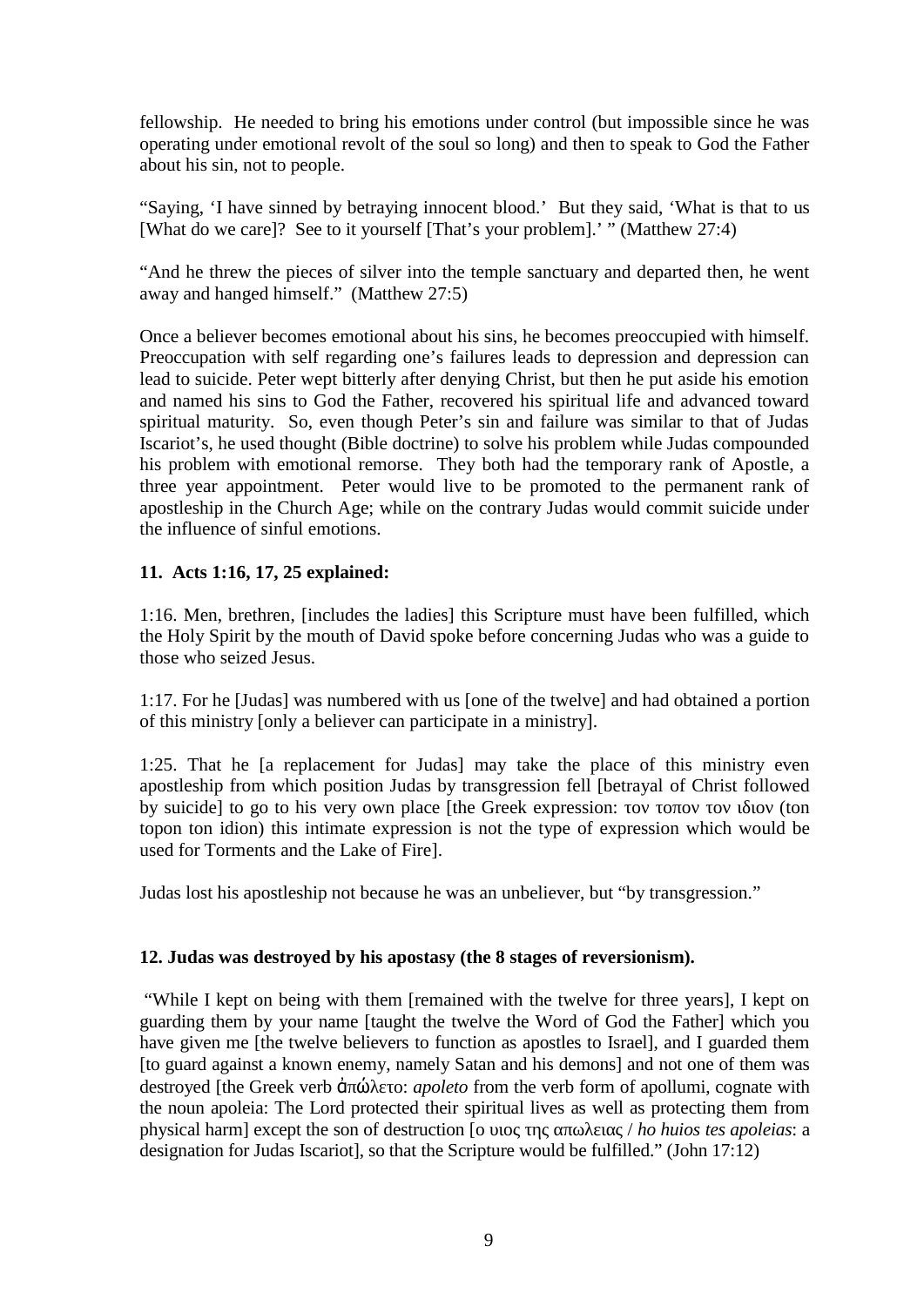fellowship. He needed to bring his emotions under control (but impossible since he was operating under emotional revolt of the soul so long) and then to speak to God the Father about his sin, not to people.

"Saying, 'I have sinned by betraying innocent blood.' But they said, 'What is that to us [What do we care]? See to it yourself [That's your problem].' " (Matthew 27:4)

"And he threw the pieces of silver into the temple sanctuary and departed then, he went away and hanged himself." (Matthew 27:5)

Once a believer becomes emotional about his sins, he becomes preoccupied with himself. Preoccupation with self regarding one's failures leads to depression and depression can lead to suicide. Peter wept bitterly after denying Christ, but then he put aside his emotion and named his sins to God the Father, recovered his spiritual life and advanced toward spiritual maturity. So, even though Peter's sin and failure was similar to that of Judas Iscariot's, he used thought (Bible doctrine) to solve his problem while Judas compounded his problem with emotional remorse. They both had the temporary rank of Apostle, a three year appointment. Peter would live to be promoted to the permanent rank of apostleship in the Church Age; while on the contrary Judas would commit suicide under the influence of sinful emotions.

**11. Acts 1:16, 17, 25 explained:**

1:16. Men, brethren, [includes the ladies] this Scripture must have been fulfilled, which the Holy Spirit by the mouth of David spoke before concerning Judas who was a guide to those who seized Jesus.

1:17. For he [Judas] was numbered with us [one of the twelve] and had obtained a portion of this ministry [only a believer can participate in a ministry].

1:25. That he [a replacement for Judas] may take the place of this ministry even apostleship from which position Judas by transgression fell [betrayal of Christ followed by suicide] to go to his very own place [the Greek expression: τον τοπον τον ιδιον (ton topon ton idion) this intimate expression is not the type of expression which would be used for Torments and the Lake of Fire].

Judas lost his apostleship not because he was an unbeliever, but "by transgression."

**12. Judas was destroyed by his apostasy (the 8 stages of reversionism).**

"While I kept on being with them [remained with the twelve for three years], I kept on guarding them by your name [taught the twelve the Word of God the Father] which you have given me [the twelve believers to function as apostles to Israel], and I guarded them [to guard against a known enemy, namely Satan and his demons] and not one of them was destroyed [the Greek verb ἀπώλετο: *apoleto* from the verb form of apollumi, cognate with the noun apoleia: The Lord protected their spiritual lives as well as protecting them from physical harm] except the son of destruction [ο υιος της απωλειας / *ho huios tes apoleias*: a designation for Judas Iscariot], so that the Scripture would be fulfilled." (John 17:12)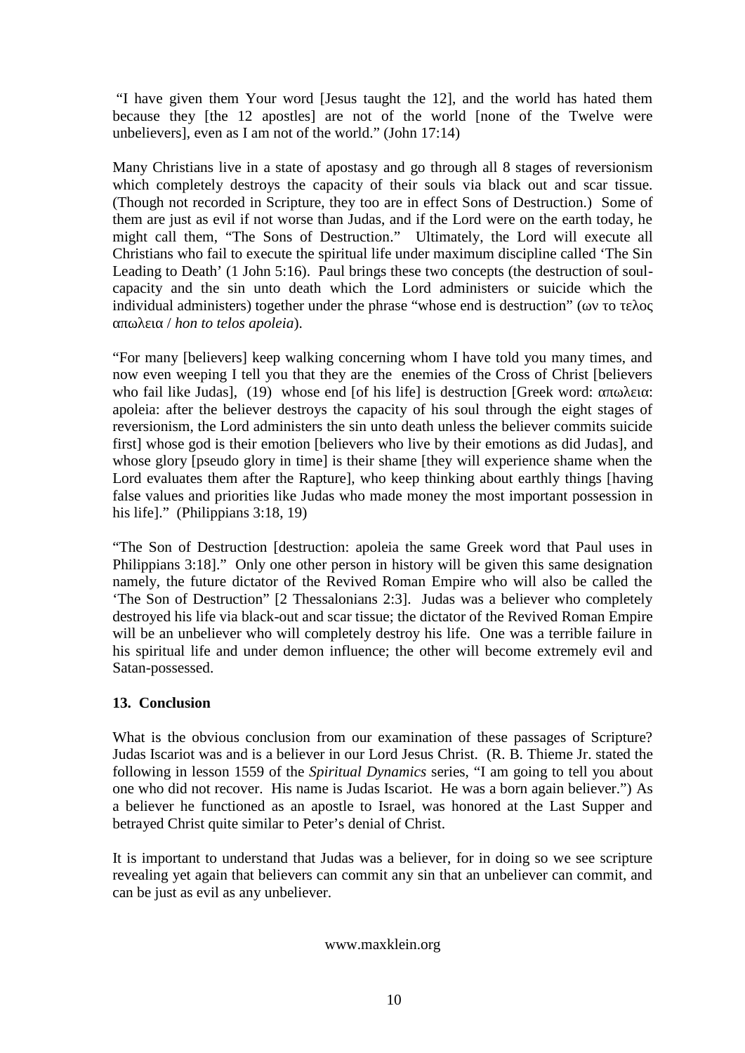"I have given them Your word [Jesus taught the 12], and the world has hated them because they [the 12 apostles] are not of the world [none of the Twelve were unbelievers], even as I am not of the world." (John 17:14)

Many Christians live in a state of apostasy and go through all 8 stages of reversionism which completely destroys the capacity of their souls via black out and scar tissue. (Though not recorded in Scripture, they too are in effect Sons of Destruction.) Some of them are just as evil if not worse than Judas, and if the Lord were on the earth today, he might call them, "The Sons of Destruction." Ultimately, the Lord will execute all Christians who fail to execute the spiritual life under maximum discipline called 'The Sin Leading to Death' (1 John 5:16). Paul brings these two concepts (the destruction of soul-capacity and the sin unto death which the Lord administers or suicide which the individual administers) together under the phrase "whose end is destruction" (ων το τελος απωλεια / *hon to telos apoleia*).

"For many [believers] keep walking concerning whom I have told you many times, and now even weeping I tell you that they are the enemies of the Cross of Christ [believers who fail like Judas], (19) whose end [of his life] is destruction [Greek word: απωλεια: apoleia: after the believer destroys the capacity of his soul through the eight stages of reversionism, the Lord administers the sin unto death unless the believer commits suicide first] whose god is their emotion [believers who live by their emotions as did Judas], and whose glory [pseudo glory in time] is their shame [they will experience shame when the Lord evaluates them after the Rapture], who keep thinking about earthly things [having false values and priorities like Judas who made money the most important possession in his life]." (Philippians 3:18, 19)

"The Son of Destruction [destruction: apoleia the same Greek word that Paul uses in Philippians 3:18]." Only one other person in history will be given this same designation namely, the future dictator of the Revived Roman Empire who will also be called the 'The Son of Destruction" [2 Thessalonians 2:3]. Judas was a believer who completely destroyed his life via black-out and scar tissue; the dictator of the Revived Roman Empire will be an unbeliever who will completely destroy his life. One was a terrible failure in his spiritual life and under demon influence; the other will become extremely evil and Satan-possessed.

**13. Conclusion**

What is the obvious conclusion from our examination of these passages of Scripture? Judas Iscariot was and is a believer in our Lord Jesus Christ. (R. B. Thieme Jr. stated the following in lesson 1559 of the *Spiritual Dynamics* series, "I am going to tell you about one who did not recover. His name is Judas Iscariot. He was a born again believer.") As a believer he functioned as an apostle to Israel, was honored at the Last Supper and betrayed Christ quite similar to Peter's denial of Christ.

It is important to understand that Judas was a believer, for in doing so we see scripture revealing yet again that believers can commit any sin that an unbeliever can commit, and can be just as evil as any unbeliever.

www.maxklein.org